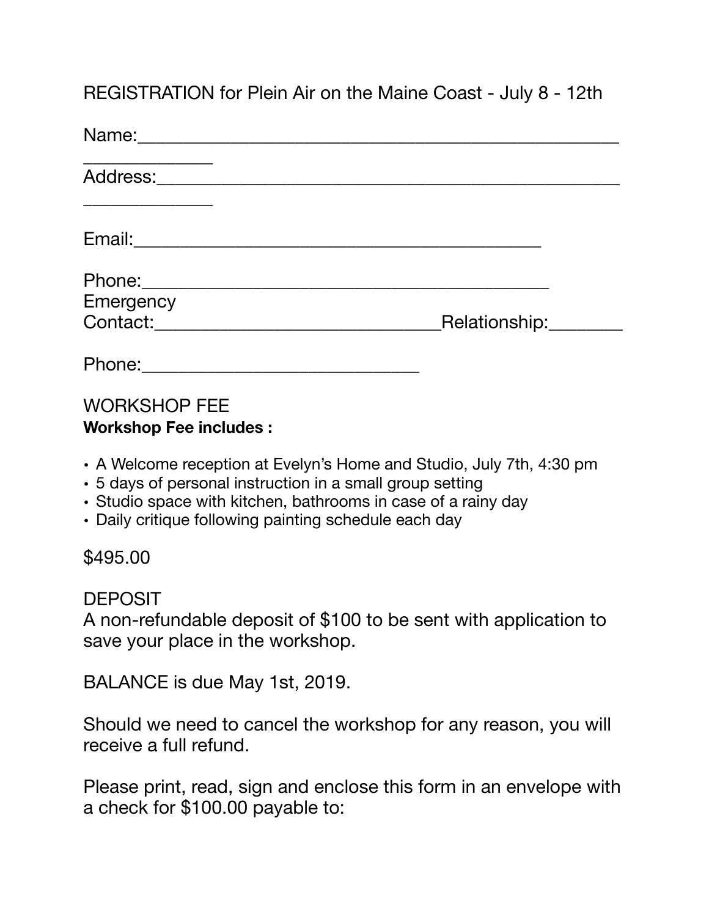REGISTRATION for Plein Air on the Maine Coast - July 8 - 12th

Name:_______________________________________________________________

Address:_____________________________________________________________

Email:_______________________________________________

Phone:_______________________________________________

Emergency Contact:_______________________________Relationship:________

Phone:______________________________

WORKSHOP FEE

**Workshop Fee includes :**

- A Welcome reception at Evelyn's Home and Studio, July 7th, 4:30 pm
- 5 days of personal instruction in a small group setting
- Studio space with kitchen, bathrooms in case of a rainy day
- Daily critique following painting schedule each day

$495.00

DEPOSIT

A non-refundable deposit of $100 to be sent with application to save your place in the workshop.

BALANCE is due May 1st, 2019.

Should we need to cancel the workshop for any reason, you will receive a full refund.

Please print, read, sign and enclose this form in an envelope with a check for $100.00 payable to: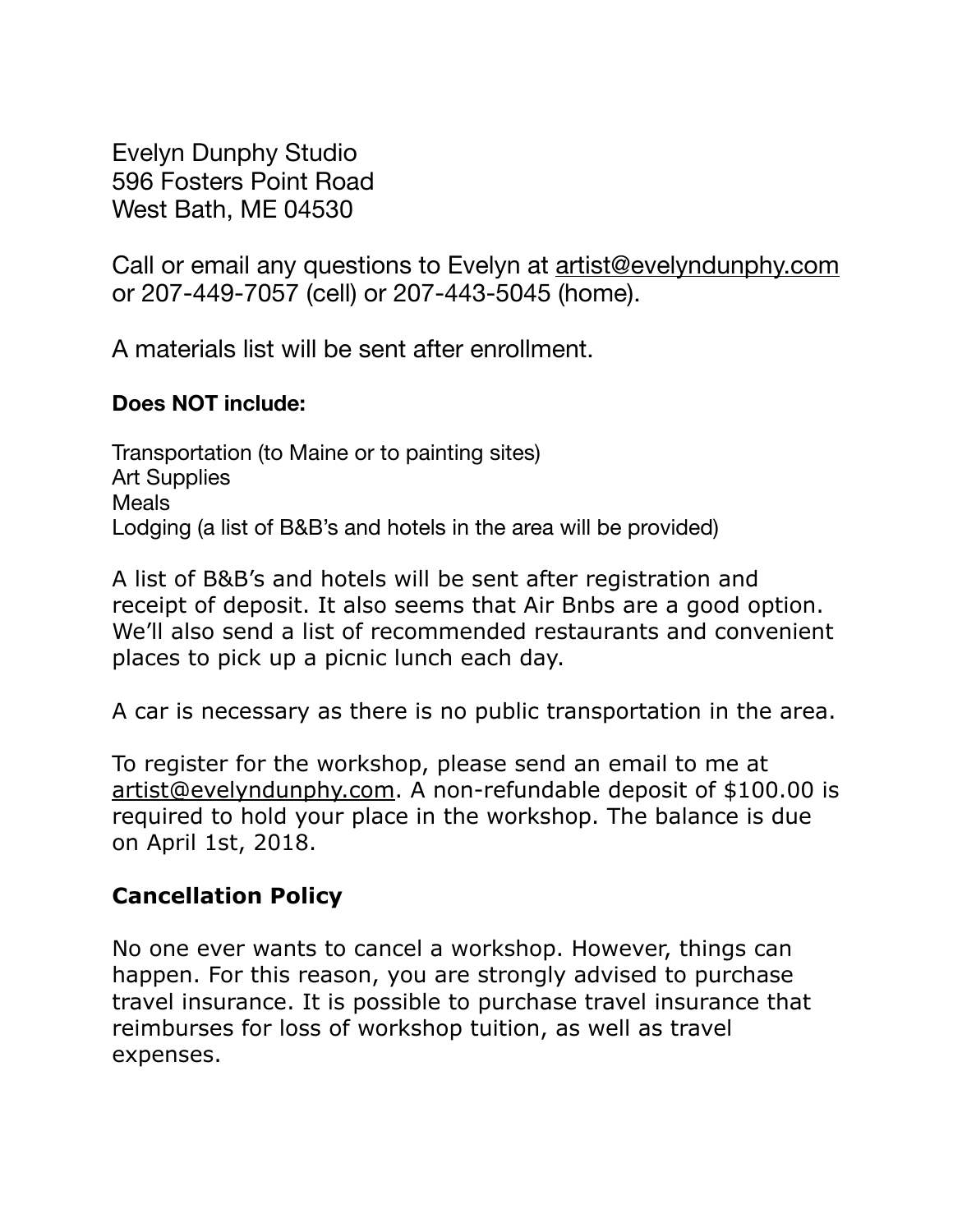Evelyn Dunphy Studio
596 Fosters Point Road
West Bath, ME 04530

Call or email any questions to Evelyn at artist@evelyndunphy.com or 207-449-7057 (cell) or 207-443-5045 (home).

A materials list will be sent after enrollment.

**Does NOT include:**

Transportation (to Maine or to painting sites)
Art Supplies
Meals
Lodging (a list of B&B's and hotels in the area will be provided)

A list of B&B's and hotels will be sent after registration and receipt of deposit. It also seems that Air Bnbs are a good option. We'll also send a list of recommended restaurants and convenient places to pick up a picnic lunch each day.

A car is necessary as there is no public transportation in the area.

To register for the workshop, please send an email to me at artist@evelyndunphy.com. A non-refundable deposit of $100.00 is required to hold your place in the workshop. The balance is due on April 1st, 2018.

## Cancellation Policy

No one ever wants to cancel a workshop. However, things can happen. For this reason, you are strongly advised to purchase travel insurance. It is possible to purchase travel insurance that reimburses for loss of workshop tuition, as well as travel expenses.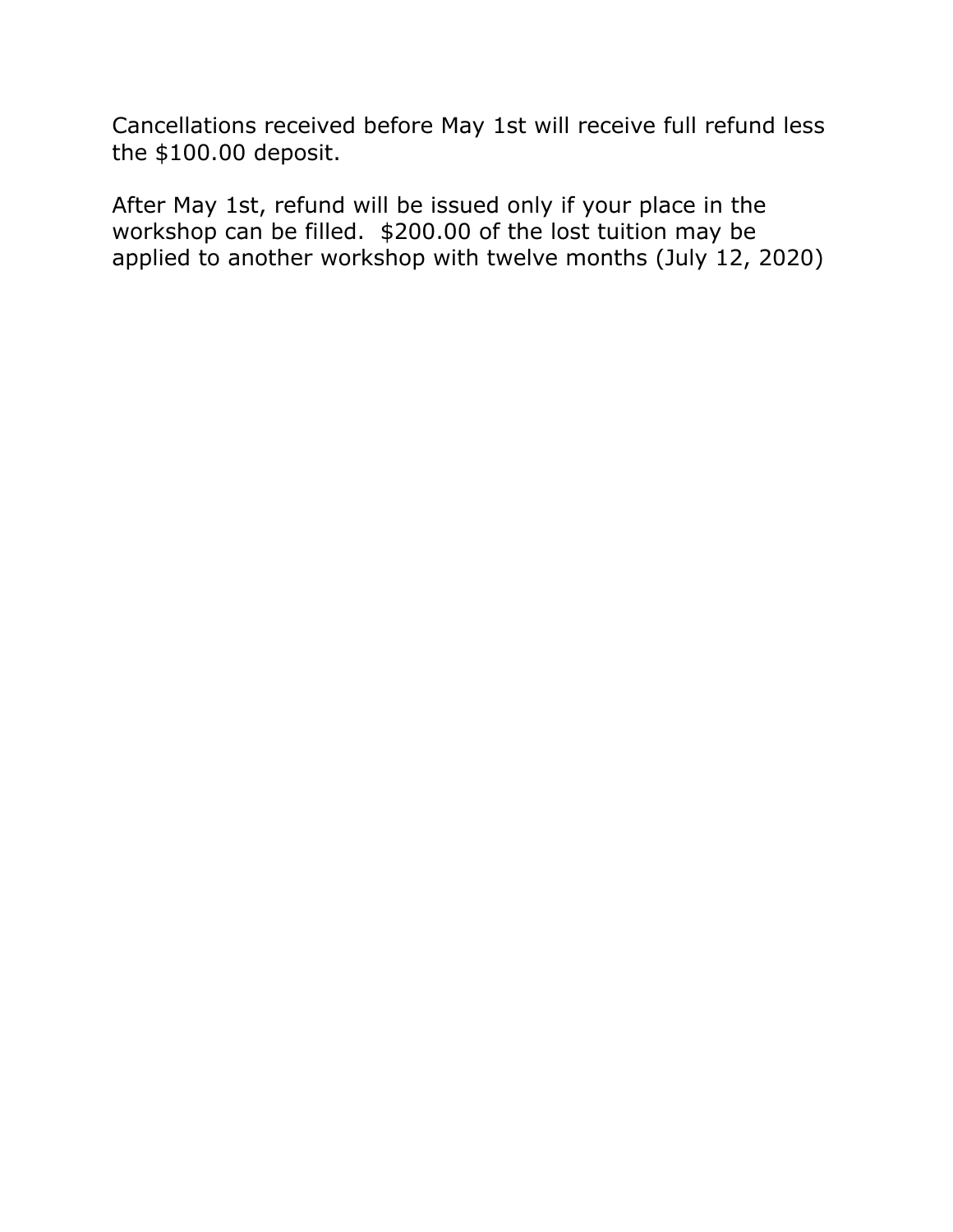Cancellations received before May 1st will receive full refund less the $100.00 deposit.

After May 1st, refund will be issued only if your place in the workshop can be filled. $200.00 of the lost tuition may be applied to another workshop with twelve months (July 12, 2020)